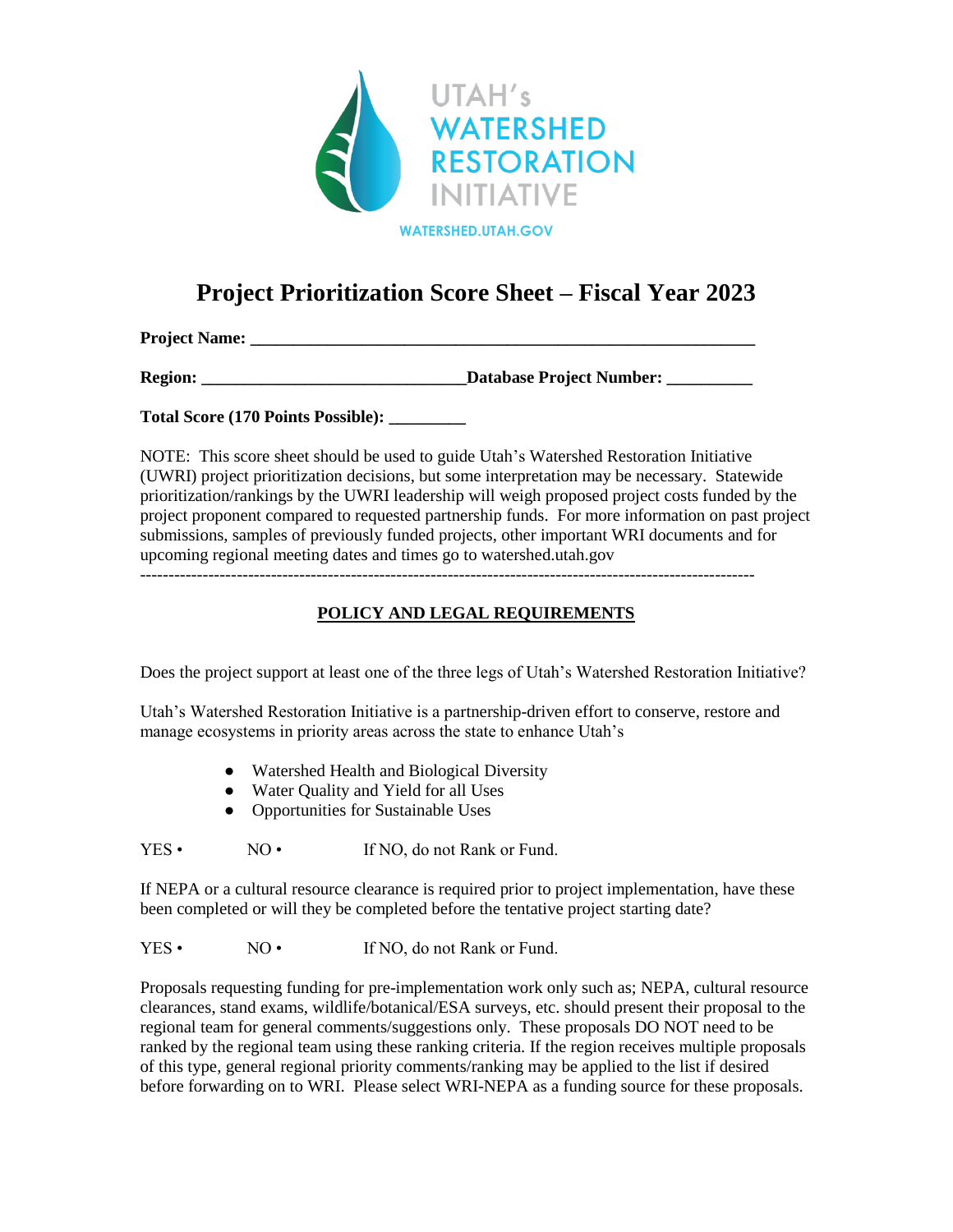UTAH's WATERSHED RESTORATION INITIATIVE

WATERSHED.UTAH.GOV

# Project Prioritization Score Sheet – Fiscal Year 2023

**Project Name:** ____________________________________________________________

**Region:** ______________________________**Database Project Number:** __________

**Total Score (170 Points Possible):** _________

NOTE: This score sheet should be used to guide Utah's Watershed Restoration Initiative (UWRI) project prioritization decisions, but some interpretation may be necessary. Statewide prioritization/rankings by the UWRI leadership will weigh proposed project costs funded by the project proponent compared to requested partnership funds. For more information on past project submissions, samples of previously funded projects, other important WRI documents and for upcoming regional meeting dates and times go to watershed.utah.gov

---

## POLICY AND LEGAL REQUIREMENTS

Does the project support at least one of the three legs of Utah's Watershed Restoration Initiative?

Utah's Watershed Restoration Initiative is a partnership-driven effort to conserve, restore and manage ecosystems in priority areas across the state to enhance Utah's

- Watershed Health and Biological Diversity
- Water Quality and Yield for all Uses
- Opportunities for Sustainable Uses

YES • NO • If NO, do not Rank or Fund.

If NEPA or a cultural resource clearance is required prior to project implementation, have these been completed or will they be completed before the tentative project starting date?

YES • NO • If NO, do not Rank or Fund.

Proposals requesting funding for pre-implementation work only such as; NEPA, cultural resource clearances, stand exams, wildlife/botanical/ESA surveys, etc. should present their proposal to the regional team for general comments/suggestions only. These proposals DO NOT need to be ranked by the regional team using these ranking criteria. If the region receives multiple proposals of this type, general regional priority comments/ranking may be applied to the list if desired before forwarding on to WRI. Please select WRI-NEPA as a funding source for these proposals.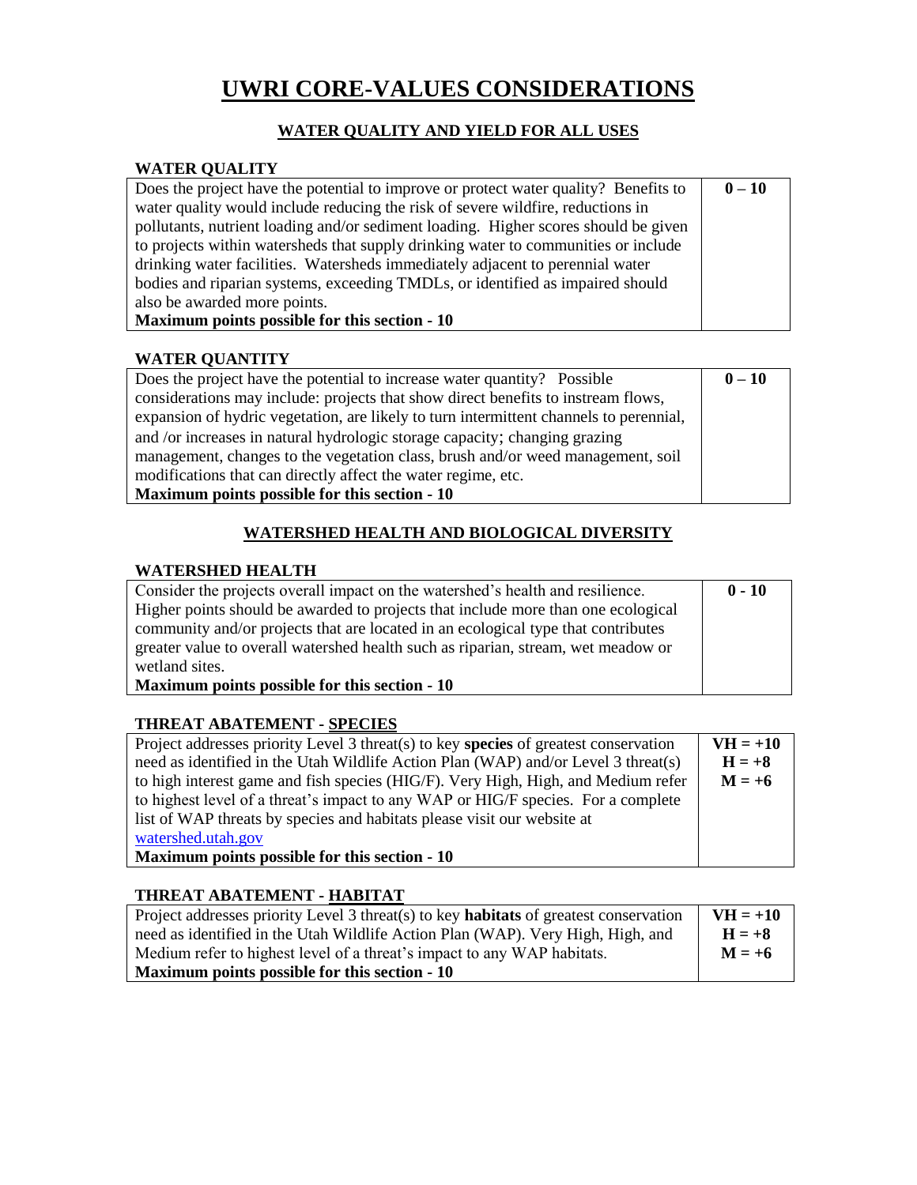# UWRI CORE-VALUES CONSIDERATIONS

## WATER QUALITY AND YIELD FOR ALL USES

### WATER QUALITY

| | |
|---|---|
| Does the project have the potential to improve or protect water quality? Benefits to water quality would include reducing the risk of severe wildfire, reductions in pollutants, nutrient loading and/or sediment loading. Higher scores should be given to projects within watersheds that supply drinking water to communities or include drinking water facilities. Watersheds immediately adjacent to perennial water bodies and riparian systems, exceeding TMDLs, or identified as impaired should also be awarded more points.<br>**Maximum points possible for this section - 10** | **0 – 10** |

### WATER QUANTITY

| | |
|---|---|
| Does the project have the potential to increase water quantity? Possible considerations may include: projects that show direct benefits to instream flows, expansion of hydric vegetation, are likely to turn intermittent channels to perennial, and /or increases in natural hydrologic storage capacity; changing grazing management, changes to the vegetation class, brush and/or weed management, soil modifications that can directly affect the water regime, etc.<br>**Maximum points possible for this section - 10** | **0 – 10** |

## WATERSHED HEALTH AND BIOLOGICAL DIVERSITY

### WATERSHED HEALTH

| | |
|---|---|
| Consider the projects overall impact on the watershed's health and resilience. Higher points should be awarded to projects that include more than one ecological community and/or projects that are located in an ecological type that contributes greater value to overall watershed health such as riparian, stream, wet meadow or wetland sites.<br>**Maximum points possible for this section - 10** | **0 - 10** |

### THREAT ABATEMENT - SPECIES

| | |
|---|---|
| Project addresses priority Level 3 threat(s) to key **species** of greatest conservation need as identified in the Utah Wildlife Action Plan (WAP) and/or Level 3 threat(s) to high interest game and fish species (HIG/F). Very High, High, and Medium refer to highest level of a threat's impact to any WAP or HIG/F species. For a complete list of WAP threats by species and habitats please visit our website at watershed.utah.gov<br>**Maximum points possible for this section - 10** | **VH = +10**<br>**H = +8**<br>**M = +6** |

### THREAT ABATEMENT - HABITAT

| | |
|---|---|
| Project addresses priority Level 3 threat(s) to key **habitats** of greatest conservation need as identified in the Utah Wildlife Action Plan (WAP). Very High, High, and Medium refer to highest level of a threat's impact to any WAP habitats.<br>**Maximum points possible for this section - 10** | **VH = +10**<br>**H = +8**<br>**M = +6** |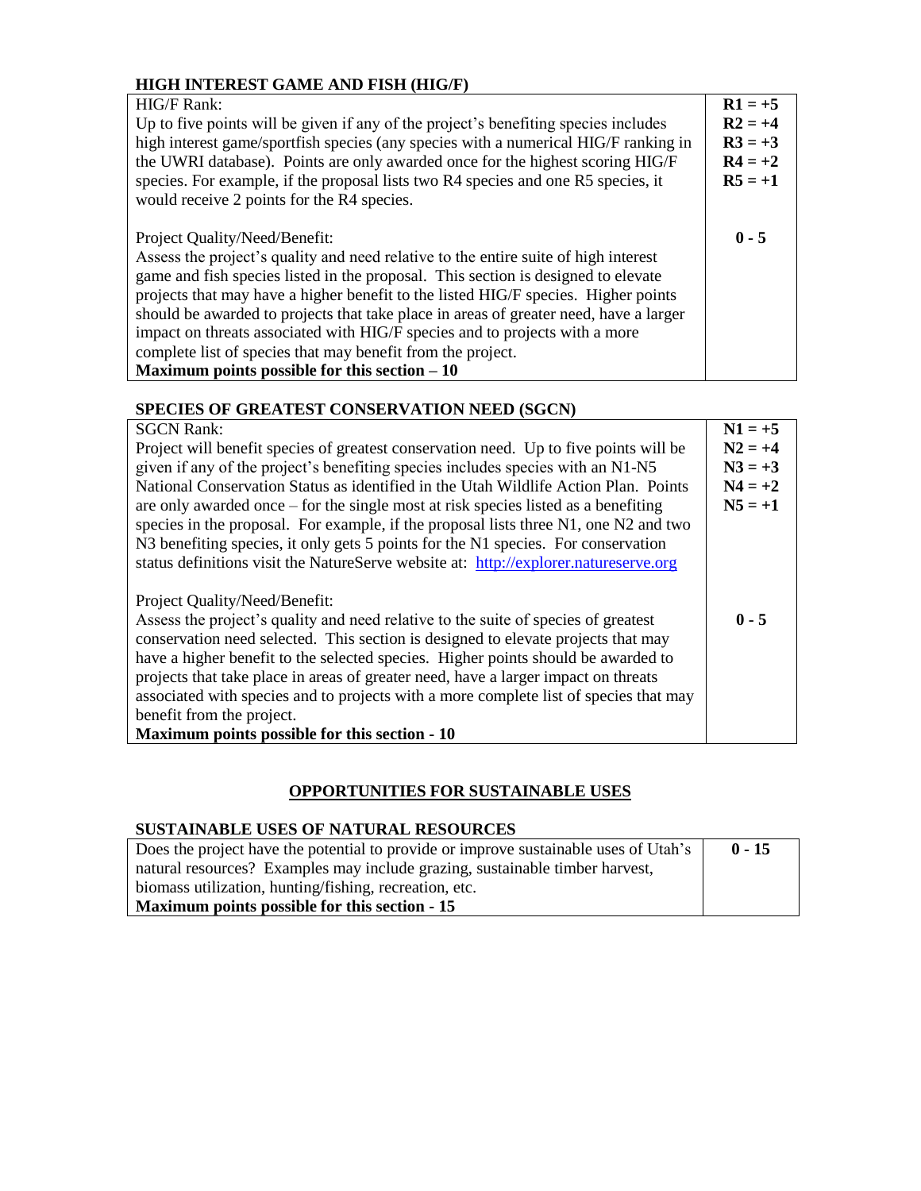### HIGH INTEREST GAME AND FISH (HIG/F)

| | |
|---|---|
| HIG/F Rank:<br>Up to five points will be given if any of the project's benefiting species includes high interest game/sportfish species (any species with a numerical HIG/F ranking in the UWRI database). Points are only awarded once for the highest scoring HIG/F species. For example, if the proposal lists two R4 species and one R5 species, it would receive 2 points for the R4 species. | **R1 = +5**<br>**R2 = +4**<br>**R3 = +3**<br>**R4 = +2**<br>**R5 = +1** |
| Project Quality/Need/Benefit:<br>Assess the project's quality and need relative to the entire suite of high interest game and fish species listed in the proposal. This section is designed to elevate projects that may have a higher benefit to the listed HIG/F species. Higher points should be awarded to projects that take place in areas of greater need, have a larger impact on threats associated with HIG/F species and to projects with a more complete list of species that may benefit from the project.<br>**Maximum points possible for this section – 10** | **0 - 5** |

### SPECIES OF GREATEST CONSERVATION NEED (SGCN)

| | |
|---|---|
| SGCN Rank:<br>Project will benefit species of greatest conservation need. Up to five points will be given if any of the project's benefiting species includes species with an N1-N5 National Conservation Status as identified in the Utah Wildlife Action Plan. Points are only awarded once – for the single most at risk species listed as a benefiting species in the proposal. For example, if the proposal lists three N1, one N2 and two N3 benefiting species, it only gets 5 points for the N1 species. For conservation status definitions visit the NatureServe website at: http://explorer.natureserve.org | **N1 = +5**<br>**N2 = +4**<br>**N3 = +3**<br>**N4 = +2**<br>**N5 = +1** |
| Project Quality/Need/Benefit:<br>Assess the project's quality and need relative to the suite of species of greatest conservation need selected. This section is designed to elevate projects that may have a higher benefit to the selected species. Higher points should be awarded to projects that take place in areas of greater need, have a larger impact on threats associated with species and to projects with a more complete list of species that may benefit from the project.<br>**Maximum points possible for this section - 10** | **0 - 5** |

## OPPORTUNITIES FOR SUSTAINABLE USES

### SUSTAINABLE USES OF NATURAL RESOURCES

| | |
|---|---|
| Does the project have the potential to provide or improve sustainable uses of Utah's natural resources? Examples may include grazing, sustainable timber harvest, biomass utilization, hunting/fishing, recreation, etc.<br>**Maximum points possible for this section - 15** | **0 - 15** |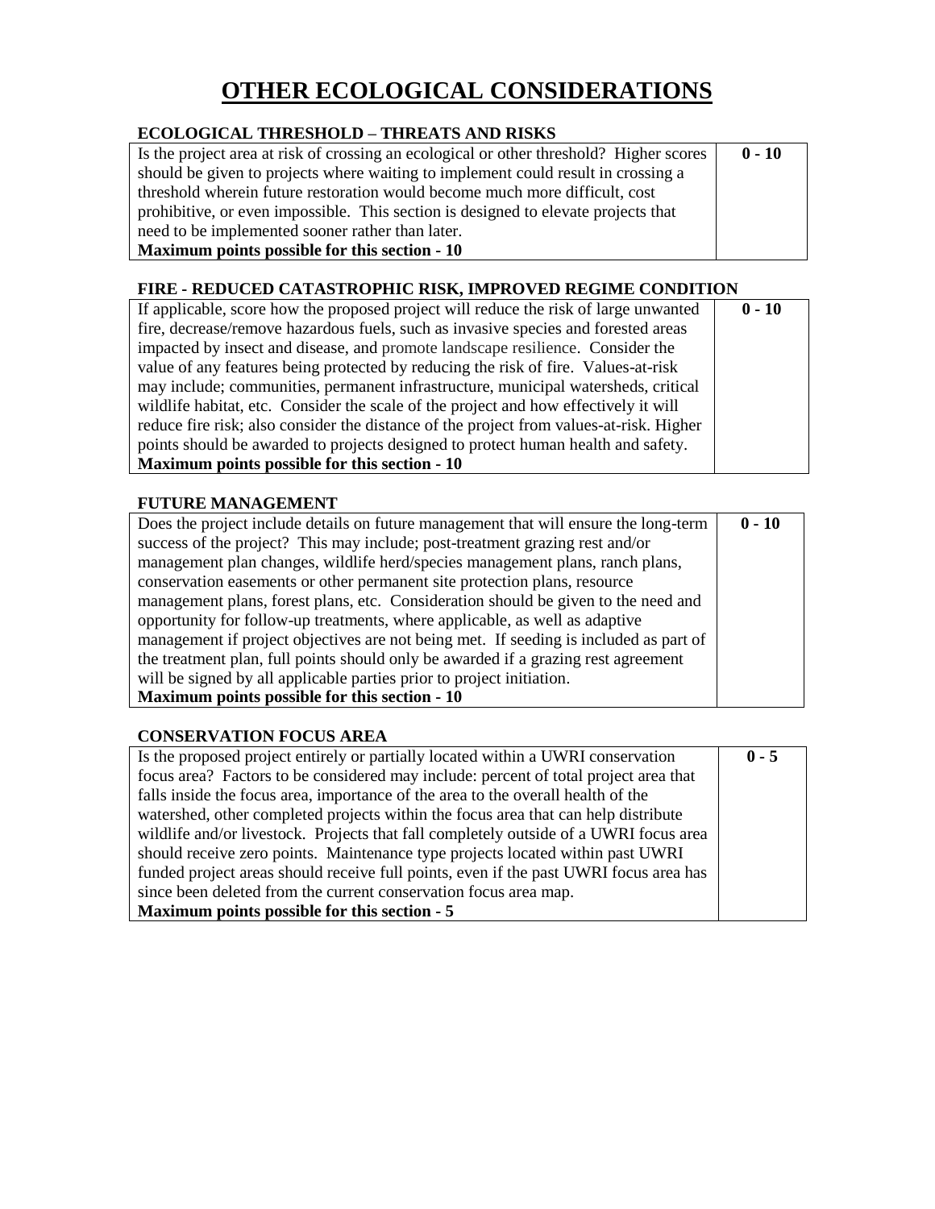# OTHER ECOLOGICAL CONSIDERATIONS

## ECOLOGICAL THRESHOLD – THREATS AND RISKS

| | |
|---|---|
| Is the project area at risk of crossing an ecological or other threshold? Higher scores should be given to projects where waiting to implement could result in crossing a threshold wherein future restoration would become much more difficult, cost prohibitive, or even impossible. This section is designed to elevate projects that need to be implemented sooner rather than later.<br>**Maximum points possible for this section - 10** | **0 - 10** |

## FIRE - REDUCED CATASTROPHIC RISK, IMPROVED REGIME CONDITION

| | |
|---|---|
| If applicable, score how the proposed project will reduce the risk of large unwanted fire, decrease/remove hazardous fuels, such as invasive species and forested areas impacted by insect and disease, and promote landscape resilience. Consider the value of any features being protected by reducing the risk of fire. Values-at-risk may include; communities, permanent infrastructure, municipal watersheds, critical wildlife habitat, etc. Consider the scale of the project and how effectively it will reduce fire risk; also consider the distance of the project from values-at-risk. Higher points should be awarded to projects designed to protect human health and safety.<br>**Maximum points possible for this section - 10** | **0 - 10** |

## FUTURE MANAGEMENT

| | |
|---|---|
| Does the project include details on future management that will ensure the long-term success of the project? This may include; post-treatment grazing rest and/or management plan changes, wildlife herd/species management plans, ranch plans, conservation easements or other permanent site protection plans, resource management plans, forest plans, etc. Consideration should be given to the need and opportunity for follow-up treatments, where applicable, as well as adaptive management if project objectives are not being met. If seeding is included as part of the treatment plan, full points should only be awarded if a grazing rest agreement will be signed by all applicable parties prior to project initiation.<br>**Maximum points possible for this section - 10** | **0 - 10** |

## CONSERVATION FOCUS AREA

| | |
|---|---|
| Is the proposed project entirely or partially located within a UWRI conservation focus area? Factors to be considered may include: percent of total project area that falls inside the focus area, importance of the area to the overall health of the watershed, other completed projects within the focus area that can help distribute wildlife and/or livestock. Projects that fall completely outside of a UWRI focus area should receive zero points. Maintenance type projects located within past UWRI funded project areas should receive full points, even if the past UWRI focus area has since been deleted from the current conservation focus area map.<br>**Maximum points possible for this section - 5** | **0 - 5** |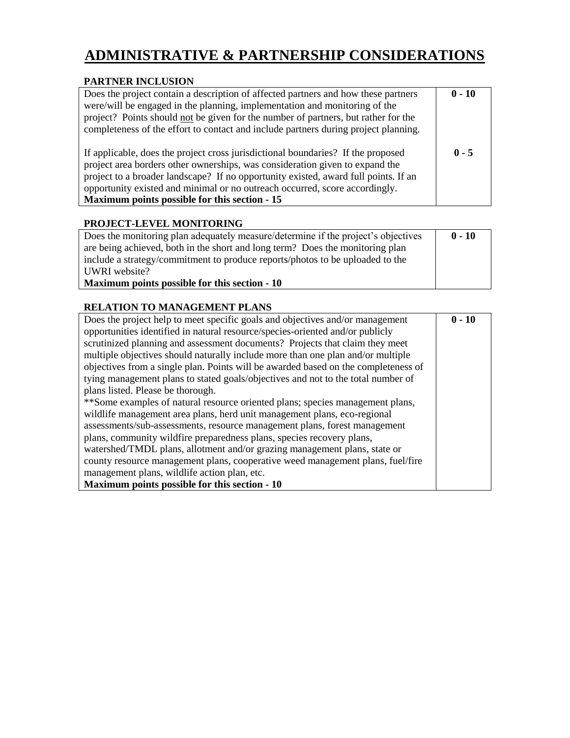# ADMINISTRATIVE & PARTNERSHIP CONSIDERATIONS

## PARTNER INCLUSION

| | |
|---|---|
| Does the project contain a description of affected partners and how these partners were/will be engaged in the planning, implementation and monitoring of the project? Points should not be given for the number of partners, but rather for the completeness of the effort to contact and include partners during project planning. | **0 - 10** |
| If applicable, does the project cross jurisdictional boundaries? If the proposed project area borders other ownerships, was consideration given to expand the project to a broader landscape? If no opportunity existed, award full points. If an opportunity existed and minimal or no outreach occurred, score accordingly. | **0 - 5** |
| **Maximum points possible for this section - 15** | |

## PROJECT-LEVEL MONITORING

| | |
|---|---|
| Does the monitoring plan adequately measure/determine if the project's objectives are being achieved, both in the short and long term? Does the monitoring plan include a strategy/commitment to produce reports/photos to be uploaded to the UWRI website? | **0 - 10** |
| **Maximum points possible for this section - 10** | |

## RELATION TO MANAGEMENT PLANS

| | |
|---|---|
| Does the project help to meet specific goals and objectives and/or management opportunities identified in natural resource/species-oriented and/or publicly scrutinized planning and assessment documents? Projects that claim they meet multiple objectives should naturally include more than one plan and/or multiple objectives from a single plan. Points will be awarded based on the completeness of tying management plans to stated goals/objectives and not to the total number of plans listed. Please be thorough. **Some examples of natural resource oriented plans; species management plans, wildlife management area plans, herd unit management plans, eco-regional assessments/sub-assessments, resource management plans, forest management plans, community wildfire preparedness plans, species recovery plans, watershed/TMDL plans, allotment and/or grazing management plans, state or county resource management plans, cooperative weed management plans, fuel/fire management plans, wildlife action plan, etc. | **0 - 10** |
| **Maximum points possible for this section - 10** | |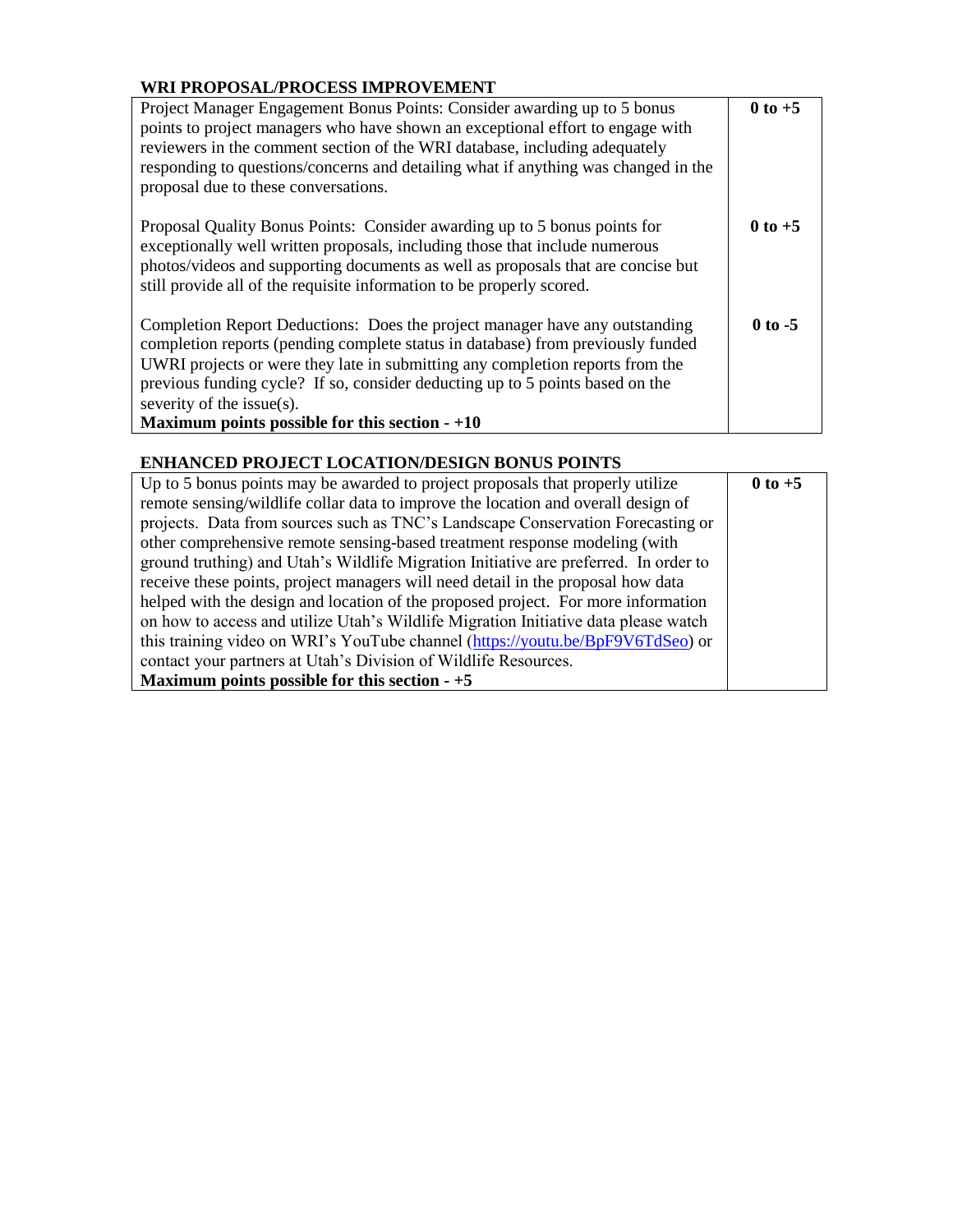### WRI PROPOSAL/PROCESS IMPROVEMENT

| | |
|---|---|
| Project Manager Engagement Bonus Points: Consider awarding up to 5 bonus points to project managers who have shown an exceptional effort to engage with reviewers in the comment section of the WRI database, including adequately responding to questions/concerns and detailing what if anything was changed in the proposal due to these conversations. | **0 to +5** |
| Proposal Quality Bonus Points: Consider awarding up to 5 bonus points for exceptionally well written proposals, including those that include numerous photos/videos and supporting documents as well as proposals that are concise but still provide all of the requisite information to be properly scored. | **0 to +5** |
| Completion Report Deductions: Does the project manager have any outstanding completion reports (pending complete status in database) from previously funded UWRI projects or were they late in submitting any completion reports from the previous funding cycle? If so, consider deducting up to 5 points based on the severity of the issue(s). **Maximum points possible for this section - +10** | **0 to -5** |

### ENHANCED PROJECT LOCATION/DESIGN BONUS POINTS

| | |
|---|---|
| Up to 5 bonus points may be awarded to project proposals that properly utilize remote sensing/wildlife collar data to improve the location and overall design of projects. Data from sources such as TNC's Landscape Conservation Forecasting or other comprehensive remote sensing-based treatment response modeling (with ground truthing) and Utah's Wildlife Migration Initiative are preferred. In order to receive these points, project managers will need detail in the proposal how data helped with the design and location of the proposed project. For more information on how to access and utilize Utah's Wildlife Migration Initiative data please watch this training video on WRI's YouTube channel (https://youtu.be/BpF9V6TdSeo) or contact your partners at Utah's Division of Wildlife Resources. **Maximum points possible for this section - +5** | **0 to +5** |